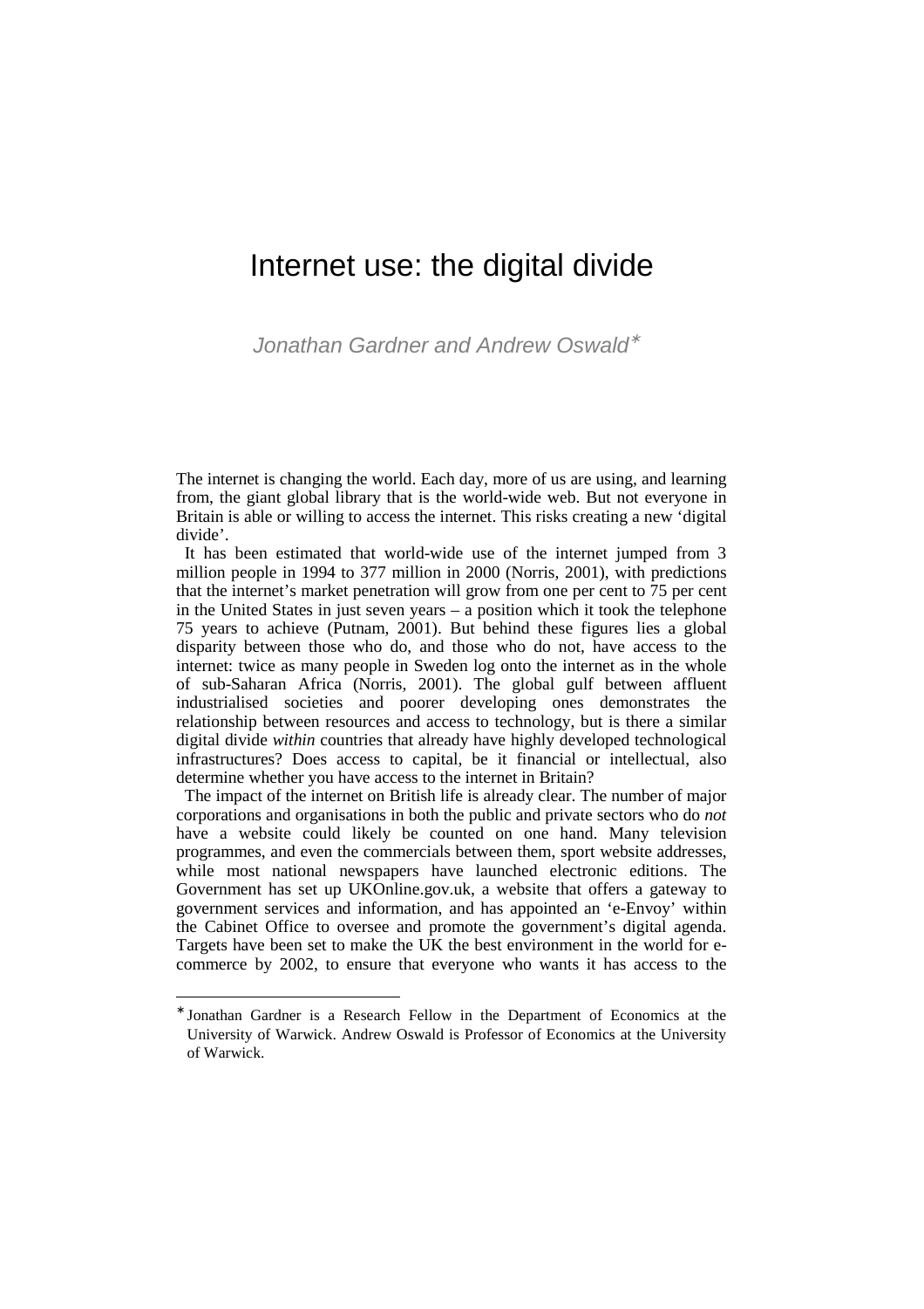# Internet use: the digital divide

*Jonathan Gardner and Andrew Oswald*[*]

The internet is changing the world. Each day, more of us are using, and learning from, the giant global library that is the world-wide web. But not everyone in Britain is able or willing to access the internet. This risks creating a new 'digital divide'.

It has been estimated that world-wide use of the internet jumped from 3 million people in 1994 to 377 million in 2000 (Norris, 2001), with predictions that the internet's market penetration will grow from one per cent to 75 per cent in the United States in just seven years – a position which it took the telephone 75 years to achieve (Putnam, 2001). But behind these figures lies a global disparity between those who do, and those who do not, have access to the internet: twice as many people in Sweden log onto the internet as in the whole of sub-Saharan Africa (Norris, 2001). The global gulf between affluent industrialised societies and poorer developing ones demonstrates the relationship between resources and access to technology, but is there a similar digital divide *within* countries that already have highly developed technological infrastructures? Does access to capital, be it financial or intellectual, also determine whether you have access to the internet in Britain?

The impact of the internet on British life is already clear. The number of major corporations and organisations in both the public and private sectors who do *not* have a website could likely be counted on one hand. Many television programmes, and even the commercials between them, sport website addresses, while most national newspapers have launched electronic editions. The Government has set up UKOnline.gov.uk, a website that offers a gateway to government services and information, and has appointed an 'e-Envoy' within the Cabinet Office to oversee and promote the government's digital agenda. Targets have been set to make the UK the best environment in the world for e-commerce by 2002, to ensure that everyone who wants it has access to the

---

[*] Jonathan Gardner is a Research Fellow in the Department of Economics at the University of Warwick. Andrew Oswald is Professor of Economics at the University of Warwick.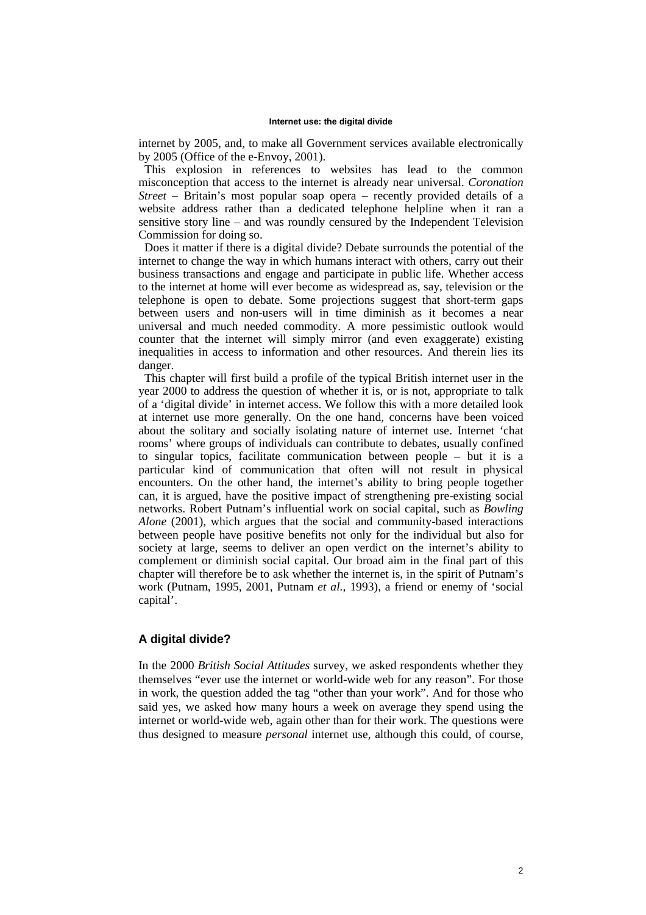internet by 2005, and, to make all Government services available electronically by 2005 (Office of the e-Envoy, 2001).

This explosion in references to websites has lead to the common misconception that access to the internet is already near universal. *Coronation Street* – Britain's most popular soap opera – recently provided details of a website address rather than a dedicated telephone helpline when it ran a sensitive story line – and was roundly censured by the Independent Television Commission for doing so.

Does it matter if there is a digital divide? Debate surrounds the potential of the internet to change the way in which humans interact with others, carry out their business transactions and engage and participate in public life. Whether access to the internet at home will ever become as widespread as, say, television or the telephone is open to debate. Some projections suggest that short-term gaps between users and non-users will in time diminish as it becomes a near universal and much needed commodity. A more pessimistic outlook would counter that the internet will simply mirror (and even exaggerate) existing inequalities in access to information and other resources. And therein lies its danger.

This chapter will first build a profile of the typical British internet user in the year 2000 to address the question of whether it is, or is not, appropriate to talk of a 'digital divide' in internet access. We follow this with a more detailed look at internet use more generally. On the one hand, concerns have been voiced about the solitary and socially isolating nature of internet use. Internet 'chat rooms' where groups of individuals can contribute to debates, usually confined to singular topics, facilitate communication between people – but it is a particular kind of communication that often will not result in physical encounters. On the other hand, the internet's ability to bring people together can, it is argued, have the positive impact of strengthening pre-existing social networks. Robert Putnam's influential work on social capital, such as *Bowling Alone* (2001), which argues that the social and community-based interactions between people have positive benefits not only for the individual but also for society at large, seems to deliver an open verdict on the internet's ability to complement or diminish social capital. Our broad aim in the final part of this chapter will therefore be to ask whether the internet is, in the spirit of Putnam's work (Putnam, 1995, 2001, Putnam *et al.*, 1993), a friend or enemy of 'social capital'.

## A digital divide?

In the 2000 *British Social Attitudes* survey, we asked respondents whether they themselves "ever use the internet or world-wide web for any reason". For those in work, the question added the tag "other than your work". And for those who said yes, we asked how many hours a week on average they spend using the internet or world-wide web, again other than for their work. The questions were thus designed to measure *personal* internet use, although this could, of course,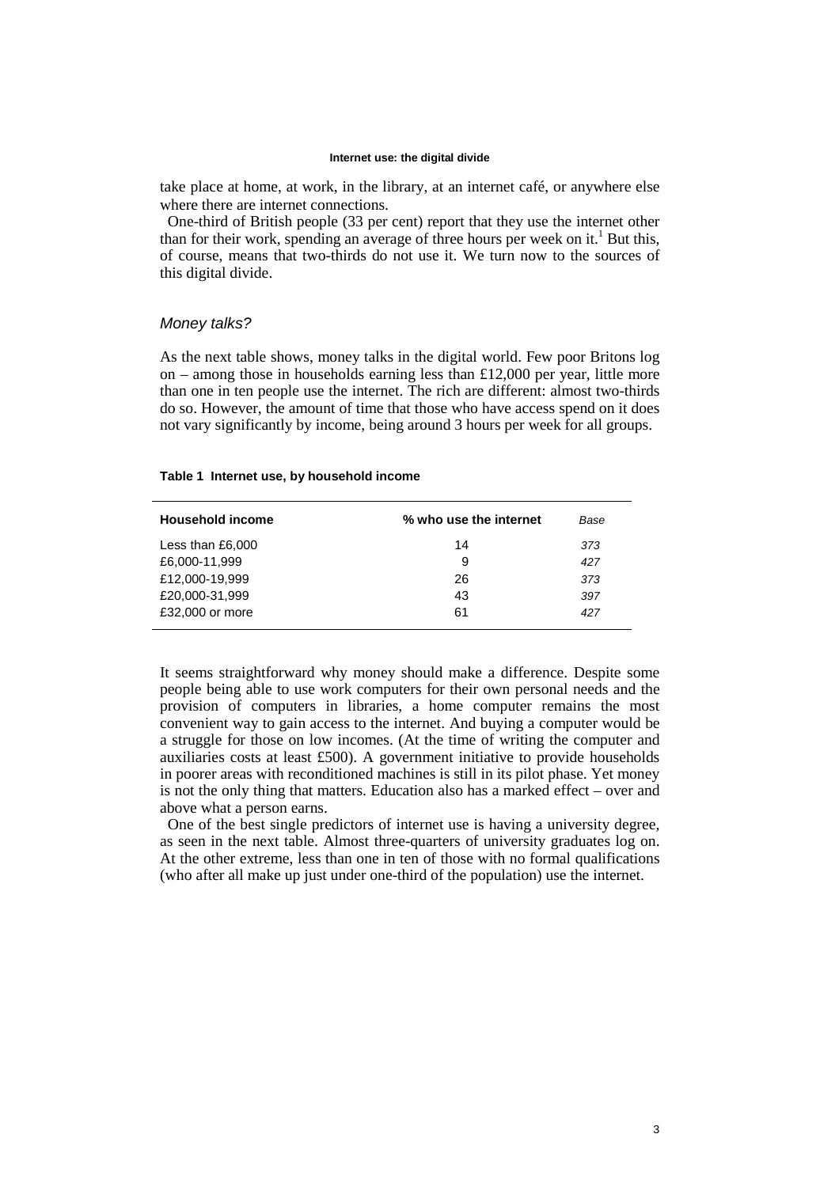take place at home, at work, in the library, at an internet café, or anywhere else where there are internet connections.

One-third of British people (33 per cent) report that they use the internet other than for their work, spending an average of three hours per week on it.[1] But this, of course, means that two-thirds do not use it. We turn now to the sources of this digital divide.

### *Money talks?*

As the next table shows, money talks in the digital world. Few poor Britons log on – among those in households earning less than £12,000 per year, little more than one in ten people use the internet. The rich are different: almost two-thirds do so. However, the amount of time that those who have access spend on it does not vary significantly by income, being around 3 hours per week for all groups.

**Table 1 Internet use, by household income**

| Household income | % who use the internet | *Base* |
|---|---|---|
| Less than £6,000 | 14 | *373* |
| £6,000-11,999 | 9 | *427* |
| £12,000-19,999 | 26 | *373* |
| £20,000-31,999 | 43 | *397* |
| £32,000 or more | 61 | *427* |

It seems straightforward why money should make a difference. Despite some people being able to use work computers for their own personal needs and the provision of computers in libraries, a home computer remains the most convenient way to gain access to the internet. And buying a computer would be a struggle for those on low incomes. (At the time of writing the computer and auxiliaries costs at least £500). A government initiative to provide households in poorer areas with reconditioned machines is still in its pilot phase. Yet money is not the only thing that matters. Education also has a marked effect – over and above what a person earns.

One of the best single predictors of internet use is having a university degree, as seen in the next table. Almost three-quarters of university graduates log on. At the other extreme, less than one in ten of those with no formal qualifications (who after all make up just under one-third of the population) use the internet.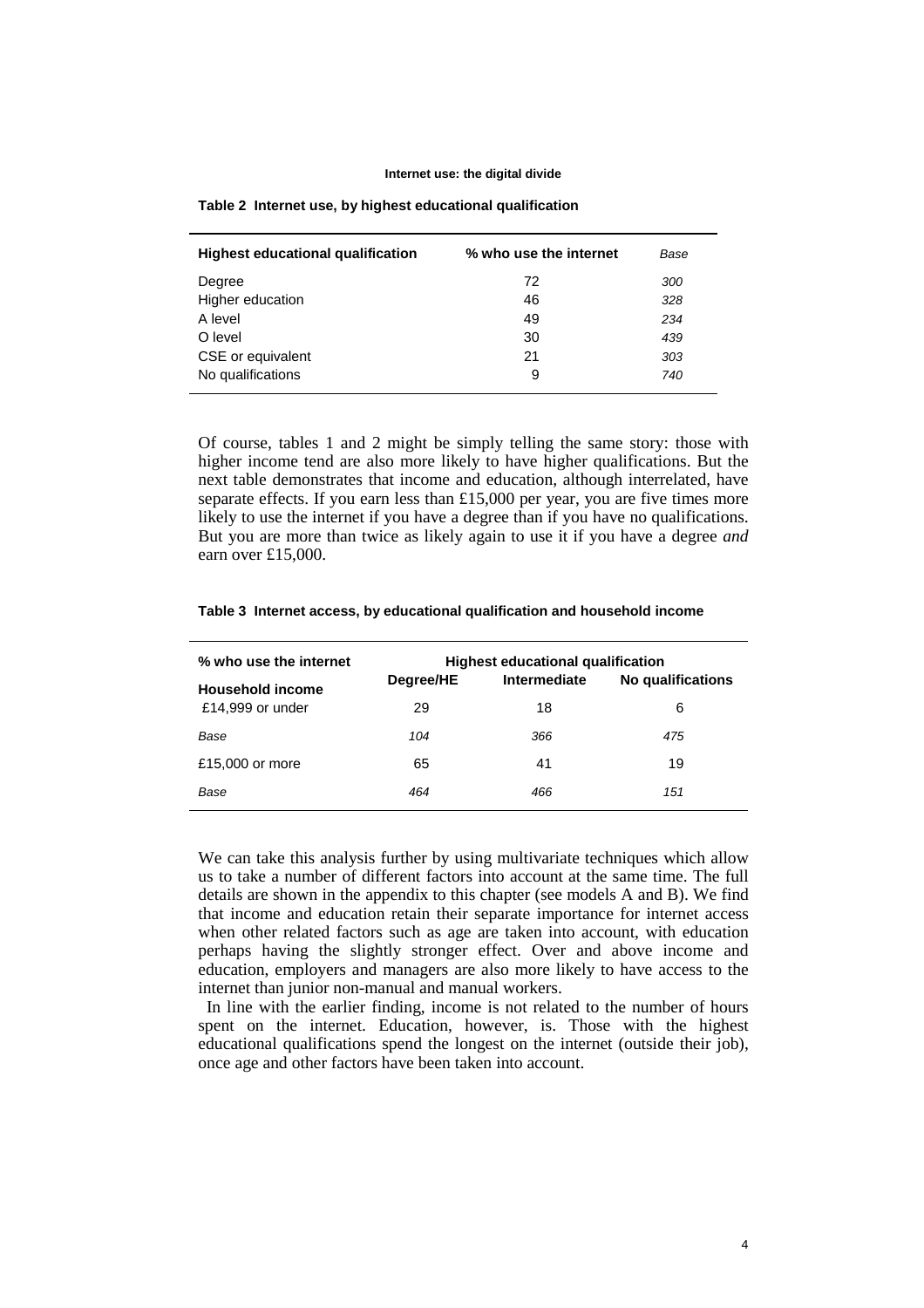**Table 2 Internet use, by highest educational qualification**

| Highest educational qualification | % who use the internet | *Base* |
|---|---|---|
| Degree | 72 | *300* |
| Higher education | 46 | *328* |
| A level | 49 | *234* |
| O level | 30 | *439* |
| CSE or equivalent | 21 | *303* |
| No qualifications | 9 | *740* |

Of course, tables 1 and 2 might be simply telling the same story: those with higher income tend are also more likely to have higher qualifications. But the next table demonstrates that income and education, although interrelated, have separate effects. If you earn less than £15,000 per year, you are five times more likely to use the internet if you have a degree than if you have no qualifications. But you are more than twice as likely again to use it if you have a degree *and* earn over £15,000.

**Table 3 Internet access, by educational qualification and household income**

| % who use the internet | Highest educational qualification | | |
|---|---|---|---|
| **Household income** | **Degree/HE** | **Intermediate** | **No qualifications** |
| £14,999 or under | 29 | 18 | 6 |
| *Base* | *104* | *366* | *475* |
| £15,000 or more | 65 | 41 | 19 |
| *Base* | *464* | *466* | *151* |

We can take this analysis further by using multivariate techniques which allow us to take a number of different factors into account at the same time. The full details are shown in the appendix to this chapter (see models A and B). We find that income and education retain their separate importance for internet access when other related factors such as age are taken into account, with education perhaps having the slightly stronger effect. Over and above income and education, employers and managers are also more likely to have access to the internet than junior non-manual and manual workers.

In line with the earlier finding, income is not related to the number of hours spent on the internet. Education, however, is. Those with the highest educational qualifications spend the longest on the internet (outside their job), once age and other factors have been taken into account.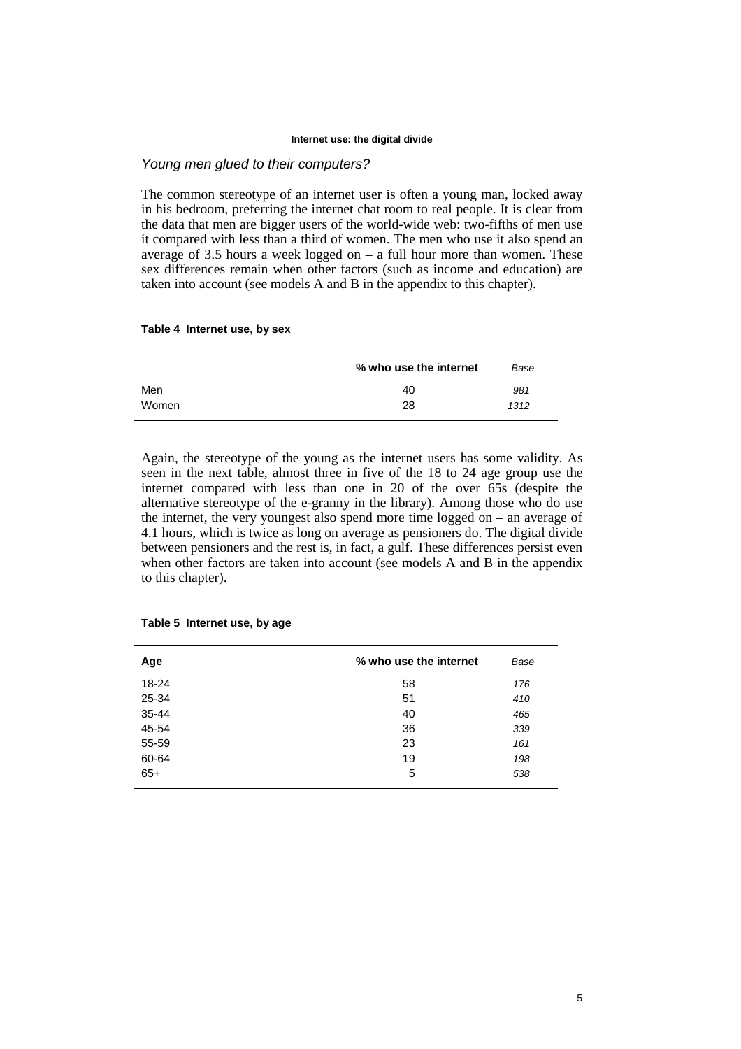## *Young men glued to their computers?*

The common stereotype of an internet user is often a young man, locked away in his bedroom, preferring the internet chat room to real people. It is clear from the data that men are bigger users of the world-wide web: two-fifths of men use it compared with less than a third of women. The men who use it also spend an average of 3.5 hours a week logged on – a full hour more than women. These sex differences remain when other factors (such as income and education) are taken into account (see models A and B in the appendix to this chapter).

**Table 4 Internet use, by sex**

| | % who use the internet | *Base* |
|---|---|---|
| Men | 40 | *981* |
| Women | 28 | *1312* |

Again, the stereotype of the young as the internet users has some validity. As seen in the next table, almost three in five of the 18 to 24 age group use the internet compared with less than one in 20 of the over 65s (despite the alternative stereotype of the e-granny in the library). Among those who do use the internet, the very youngest also spend more time logged on – an average of 4.1 hours, which is twice as long on average as pensioners do. The digital divide between pensioners and the rest is, in fact, a gulf. These differences persist even when other factors are taken into account (see models A and B in the appendix to this chapter).

**Table 5 Internet use, by age**

| Age | % who use the internet | *Base* |
|---|---|---|
| 18-24 | 58 | *176* |
| 25-34 | 51 | *410* |
| 35-44 | 40 | *465* |
| 45-54 | 36 | *339* |
| 55-59 | 23 | *161* |
| 60-64 | 19 | *198* |
| 65+ | 5 | *538* |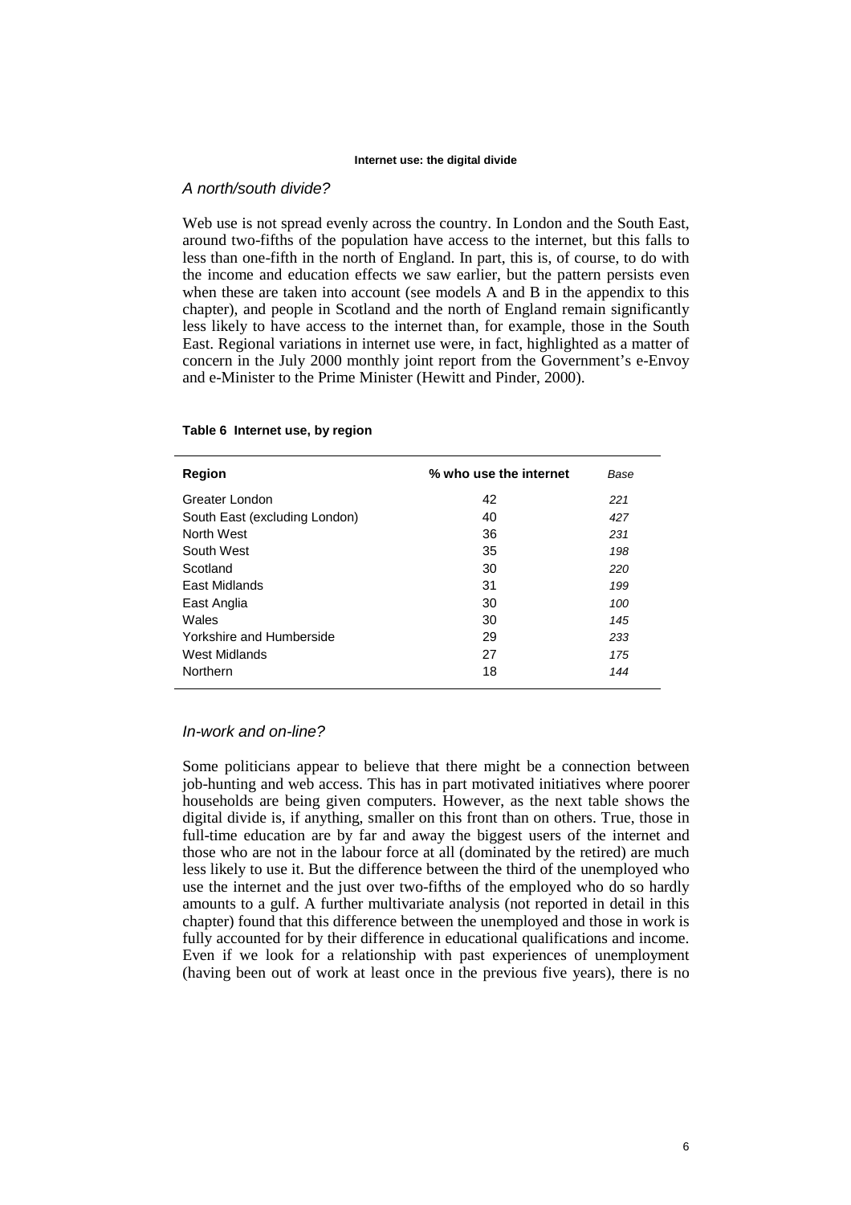### *A north/south divide?*

Web use is not spread evenly across the country. In London and the South East, around two-fifths of the population have access to the internet, but this falls to less than one-fifth in the north of England. In part, this is, of course, to do with the income and education effects we saw earlier, but the pattern persists even when these are taken into account (see models A and B in the appendix to this chapter), and people in Scotland and the north of England remain significantly less likely to have access to the internet than, for example, those in the South East. Regional variations in internet use were, in fact, highlighted as a matter of concern in the July 2000 monthly joint report from the Government's e-Envoy and e-Minister to the Prime Minister (Hewitt and Pinder, 2000).

**Table 6 Internet use, by region**

| Region | % who use the internet | *Base* |
|---|---|---|
| Greater London | 42 | *221* |
| South East (excluding London) | 40 | *427* |
| North West | 36 | *231* |
| South West | 35 | *198* |
| Scotland | 30 | *220* |
| East Midlands | 31 | *199* |
| East Anglia | 30 | *100* |
| Wales | 30 | *145* |
| Yorkshire and Humberside | 29 | *233* |
| West Midlands | 27 | *175* |
| Northern | 18 | *144* |

### *In-work and on-line?*

Some politicians appear to believe that there might be a connection between job-hunting and web access. This has in part motivated initiatives where poorer households are being given computers. However, as the next table shows the digital divide is, if anything, smaller on this front than on others. True, those in full-time education are by far and away the biggest users of the internet and those who are not in the labour force at all (dominated by the retired) are much less likely to use it. But the difference between the third of the unemployed who use the internet and the just over two-fifths of the employed who do so hardly amounts to a gulf. A further multivariate analysis (not reported in detail in this chapter) found that this difference between the unemployed and those in work is fully accounted for by their difference in educational qualifications and income. Even if we look for a relationship with past experiences of unemployment (having been out of work at least once in the previous five years), there is no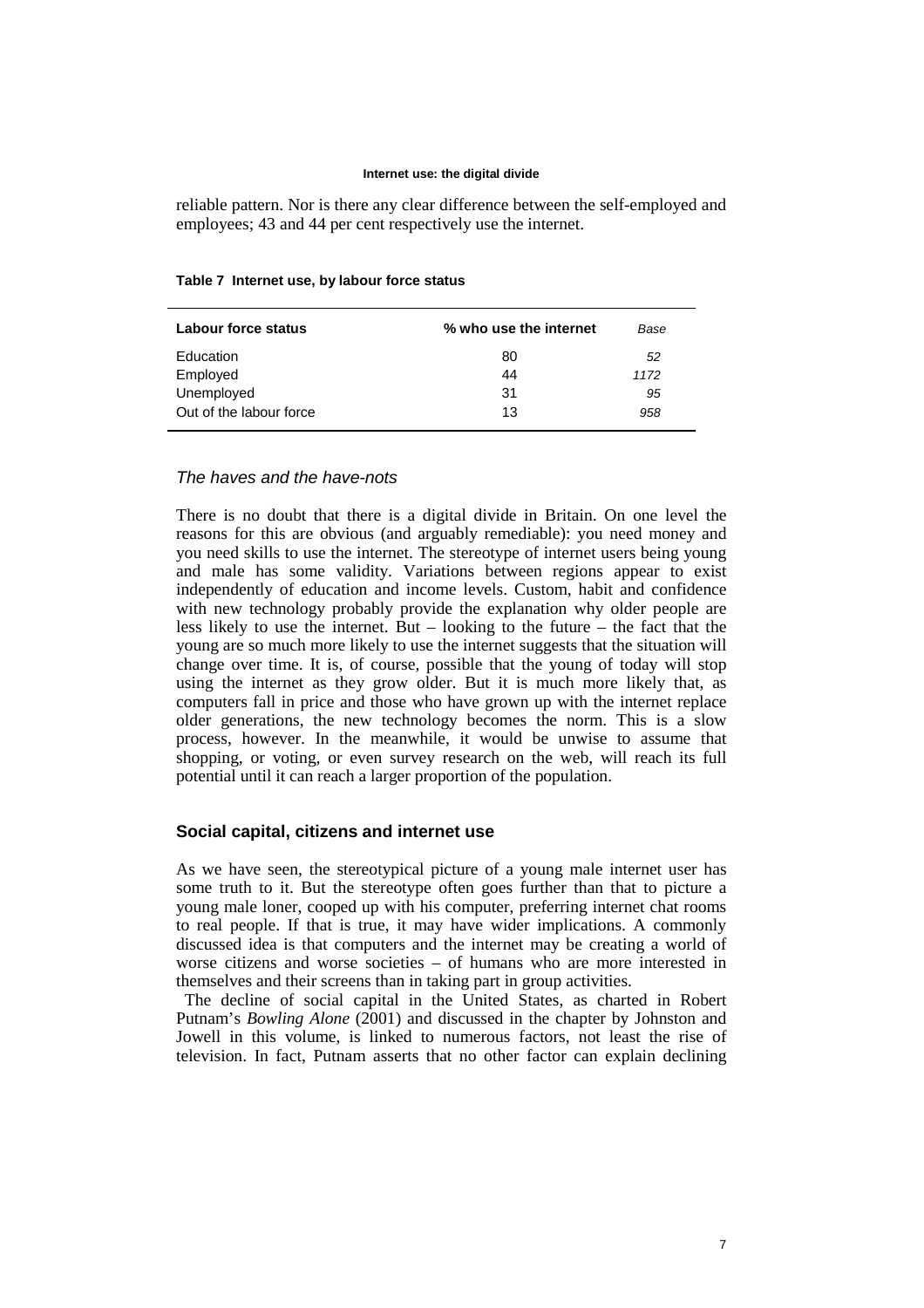reliable pattern. Nor is there any clear difference between the self-employed and employees; 43 and 44 per cent respectively use the internet.

**Table 7 Internet use, by labour force status**

| Labour force status | % who use the internet | *Base* |
|---|---|---|
| Education | 80 | *52* |
| Employed | 44 | *1172* |
| Unemployed | 31 | *95* |
| Out of the labour force | 13 | *958* |

### *The haves and the have-nots*

There is no doubt that there is a digital divide in Britain. On one level the reasons for this are obvious (and arguably remediable): you need money and you need skills to use the internet. The stereotype of internet users being young and male has some validity. Variations between regions appear to exist independently of education and income levels. Custom, habit and confidence with new technology probably provide the explanation why older people are less likely to use the internet. But – looking to the future – the fact that the young are so much more likely to use the internet suggests that the situation will change over time. It is, of course, possible that the young of today will stop using the internet as they grow older. But it is much more likely that, as computers fall in price and those who have grown up with the internet replace older generations, the new technology becomes the norm. This is a slow process, however. In the meanwhile, it would be unwise to assume that shopping, or voting, or even survey research on the web, will reach its full potential until it can reach a larger proportion of the population.

## Social capital, citizens and internet use

As we have seen, the stereotypical picture of a young male internet user has some truth to it. But the stereotype often goes further than that to picture a young male loner, cooped up with his computer, preferring internet chat rooms to real people. If that is true, it may have wider implications. A commonly discussed idea is that computers and the internet may be creating a world of worse citizens and worse societies – of humans who are more interested in themselves and their screens than in taking part in group activities.

The decline of social capital in the United States, as charted in Robert Putnam's *Bowling Alone* (2001) and discussed in the chapter by Johnston and Jowell in this volume, is linked to numerous factors, not least the rise of television. In fact, Putnam asserts that no other factor can explain declining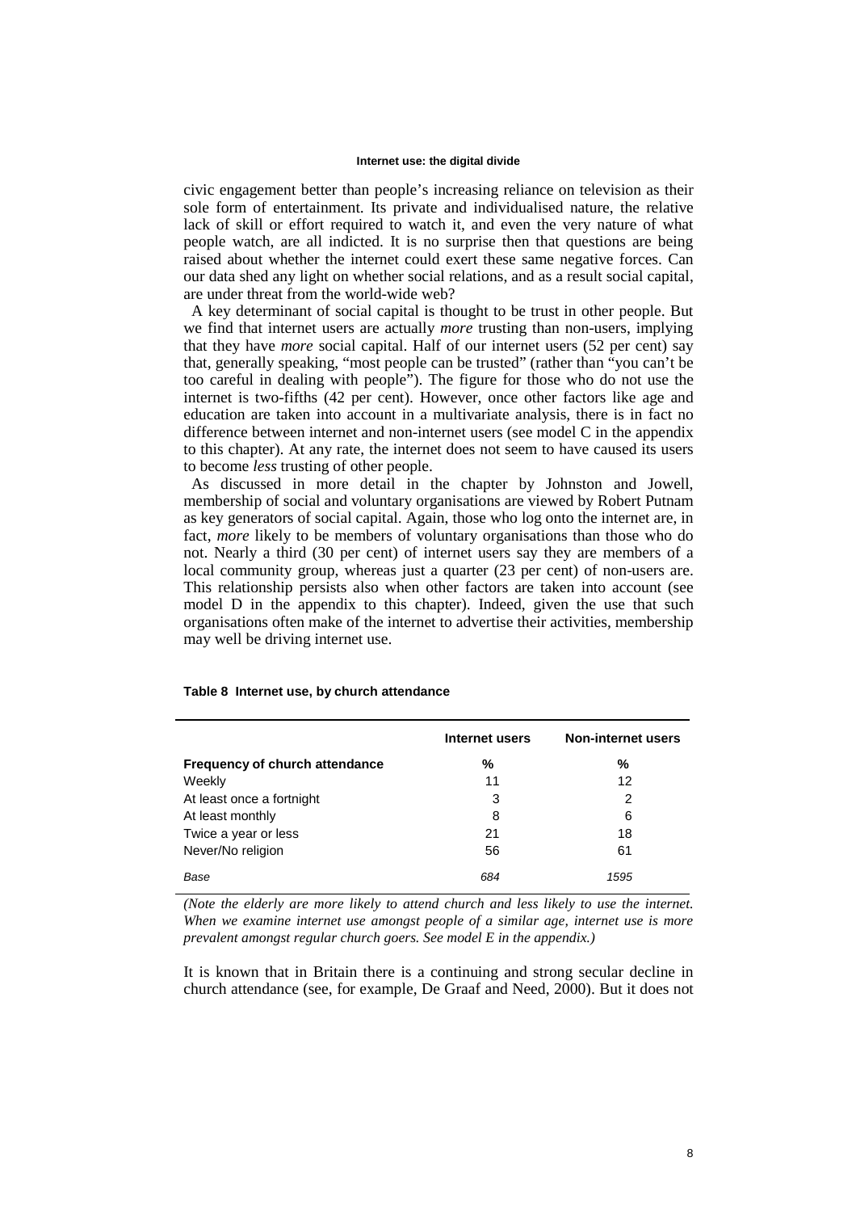civic engagement better than people's increasing reliance on television as their sole form of entertainment. Its private and individualised nature, the relative lack of skill or effort required to watch it, and even the very nature of what people watch, are all indicted. It is no surprise then that questions are being raised about whether the internet could exert these same negative forces. Can our data shed any light on whether social relations, and as a result social capital, are under threat from the world-wide web?

A key determinant of social capital is thought to be trust in other people. But we find that internet users are actually *more* trusting than non-users, implying that they have *more* social capital. Half of our internet users (52 per cent) say that, generally speaking, "most people can be trusted" (rather than "you can't be too careful in dealing with people"). The figure for those who do not use the internet is two-fifths (42 per cent). However, once other factors like age and education are taken into account in a multivariate analysis, there is in fact no difference between internet and non-internet users (see model C in the appendix to this chapter). At any rate, the internet does not seem to have caused its users to become *less* trusting of other people.

As discussed in more detail in the chapter by Johnston and Jowell, membership of social and voluntary organisations are viewed by Robert Putnam as key generators of social capital. Again, those who log onto the internet are, in fact, *more* likely to be members of voluntary organisations than those who do not. Nearly a third (30 per cent) of internet users say they are members of a local community group, whereas just a quarter (23 per cent) of non-users are. This relationship persists also when other factors are taken into account (see model D in the appendix to this chapter). Indeed, given the use that such organisations often make of the internet to advertise their activities, membership may well be driving internet use.

**Table 8 Internet use, by church attendance**

| | Internet users | Non-internet users |
|---|---|---|
| **Frequency of church attendance** | % | % |
| Weekly | 11 | 12 |
| At least once a fortnight | 3 | 2 |
| At least monthly | 8 | 6 |
| Twice a year or less | 21 | 18 |
| Never/No religion | 56 | 61 |
| *Base* | *684* | *1595* |

*(Note the elderly are more likely to attend church and less likely to use the internet. When we examine internet use amongst people of a similar age, internet use is more prevalent amongst regular church goers. See model E in the appendix.)*

It is known that in Britain there is a continuing and strong secular decline in church attendance (see, for example, De Graaf and Need, 2000). But it does not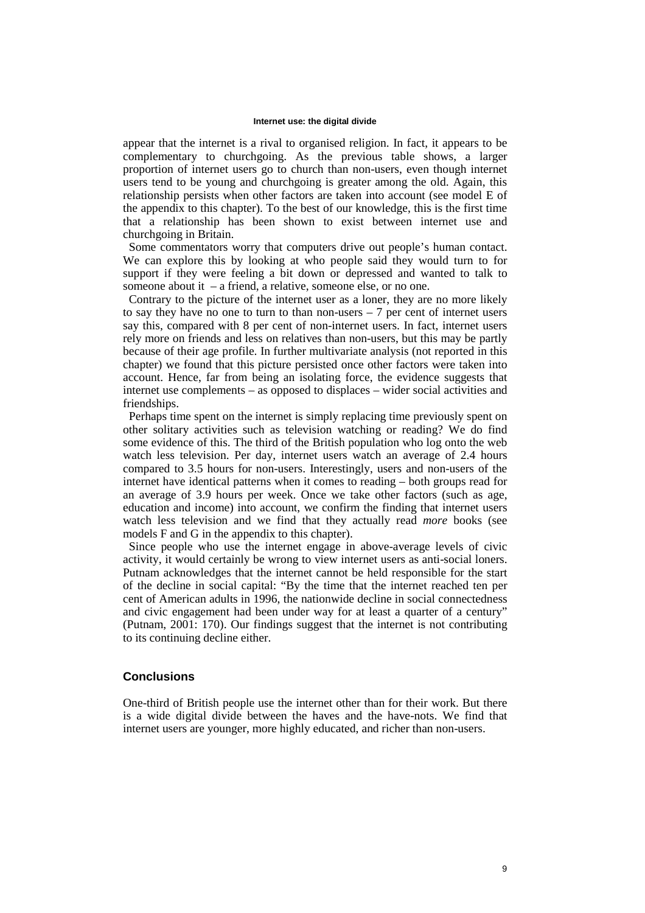appear that the internet is a rival to organised religion. In fact, it appears to be complementary to churchgoing. As the previous table shows, a larger proportion of internet users go to church than non-users, even though internet users tend to be young and churchgoing is greater among the old. Again, this relationship persists when other factors are taken into account (see model E of the appendix to this chapter). To the best of our knowledge, this is the first time that a relationship has been shown to exist between internet use and churchgoing in Britain.

Some commentators worry that computers drive out people's human contact. We can explore this by looking at who people said they would turn to for support if they were feeling a bit down or depressed and wanted to talk to someone about it – a friend, a relative, someone else, or no one.

Contrary to the picture of the internet user as a loner, they are no more likely to say they have no one to turn to than non-users – 7 per cent of internet users say this, compared with 8 per cent of non-internet users. In fact, internet users rely more on friends and less on relatives than non-users, but this may be partly because of their age profile. In further multivariate analysis (not reported in this chapter) we found that this picture persisted once other factors were taken into account. Hence, far from being an isolating force, the evidence suggests that internet use complements – as opposed to displaces – wider social activities and friendships.

Perhaps time spent on the internet is simply replacing time previously spent on other solitary activities such as television watching or reading? We do find some evidence of this. The third of the British population who log onto the web watch less television. Per day, internet users watch an average of 2.4 hours compared to 3.5 hours for non-users. Interestingly, users and non-users of the internet have identical patterns when it comes to reading – both groups read for an average of 3.9 hours per week. Once we take other factors (such as age, education and income) into account, we confirm the finding that internet users watch less television and we find that they actually read *more* books (see models F and G in the appendix to this chapter).

Since people who use the internet engage in above-average levels of civic activity, it would certainly be wrong to view internet users as anti-social loners. Putnam acknowledges that the internet cannot be held responsible for the start of the decline in social capital: "By the time that the internet reached ten per cent of American adults in 1996, the nationwide decline in social connectedness and civic engagement had been under way for at least a quarter of a century" (Putnam, 2001: 170). Our findings suggest that the internet is not contributing to its continuing decline either.

## Conclusions

One-third of British people use the internet other than for their work. But there is a wide digital divide between the haves and the have-nots. We find that internet users are younger, more highly educated, and richer than non-users.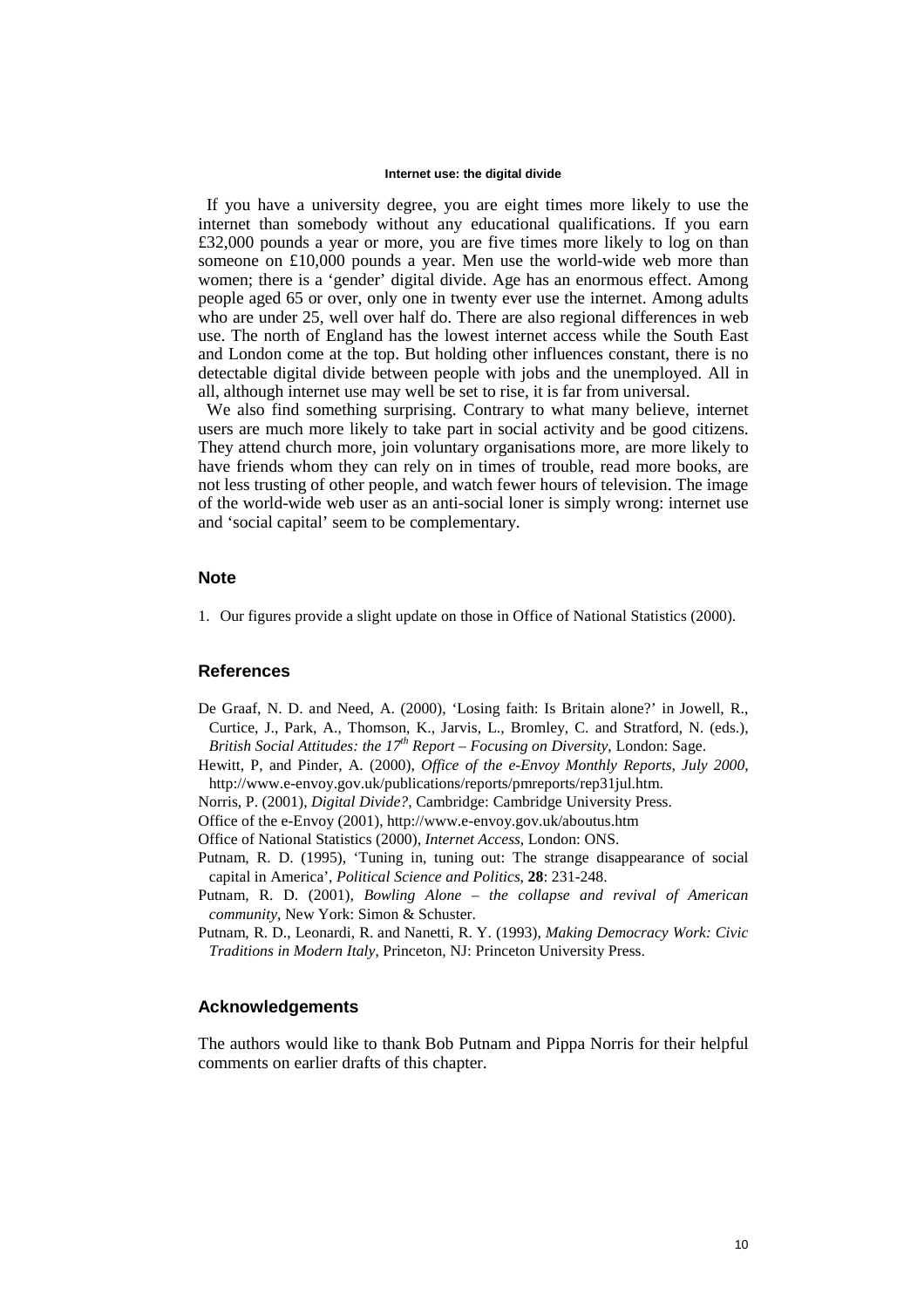**Internet use: the digital divide**

If you have a university degree, you are eight times more likely to use the internet than somebody without any educational qualifications. If you earn £32,000 pounds a year or more, you are five times more likely to log on than someone on £10,000 pounds a year. Men use the world-wide web more than women; there is a 'gender' digital divide. Age has an enormous effect. Among people aged 65 or over, only one in twenty ever use the internet. Among adults who are under 25, well over half do. There are also regional differences in web use. The north of England has the lowest internet access while the South East and London come at the top. But holding other influences constant, there is no detectable digital divide between people with jobs and the unemployed. All in all, although internet use may well be set to rise, it is far from universal.

We also find something surprising. Contrary to what many believe, internet users are much more likely to take part in social activity and be good citizens. They attend church more, join voluntary organisations more, are more likely to have friends whom they can rely on in times of trouble, read more books, are not less trusting of other people, and watch fewer hours of television. The image of the world-wide web user as an anti-social loner is simply wrong: internet use and 'social capital' seem to be complementary.

## Note

1. Our figures provide a slight update on those in Office of National Statistics (2000).

## References

De Graaf, N. D. and Need, A. (2000), 'Losing faith: Is Britain alone?' in Jowell, R., Curtice, J., Park, A., Thomson, K., Jarvis, L., Bromley, C. and Stratford, N. (eds.), *British Social Attitudes: the 17th Report – Focusing on Diversity*, London: Sage.

Hewitt, P, and Pinder, A. (2000), *Office of the e-Envoy Monthly Reports, July 2000*, http://www.e-envoy.gov.uk/publications/reports/pmreports/rep31jul.htm.

Norris, P. (2001), *Digital Divide?*, Cambridge: Cambridge University Press.

Office of the e-Envoy (2001), http://www.e-envoy.gov.uk/aboutus.htm

Office of National Statistics (2000), *Internet Access*, London: ONS.

Putnam, R. D. (1995), 'Tuning in, tuning out: The strange disappearance of social capital in America', *Political Science and Politics*, **28**: 231-248.

Putnam, R. D. (2001), *Bowling Alone – the collapse and revival of American community*, New York: Simon & Schuster.

Putnam, R. D., Leonardi, R. and Nanetti, R. Y. (1993), *Making Democracy Work: Civic Traditions in Modern Italy*, Princeton, NJ: Princeton University Press.

## Acknowledgements

The authors would like to thank Bob Putnam and Pippa Norris for their helpful comments on earlier drafts of this chapter.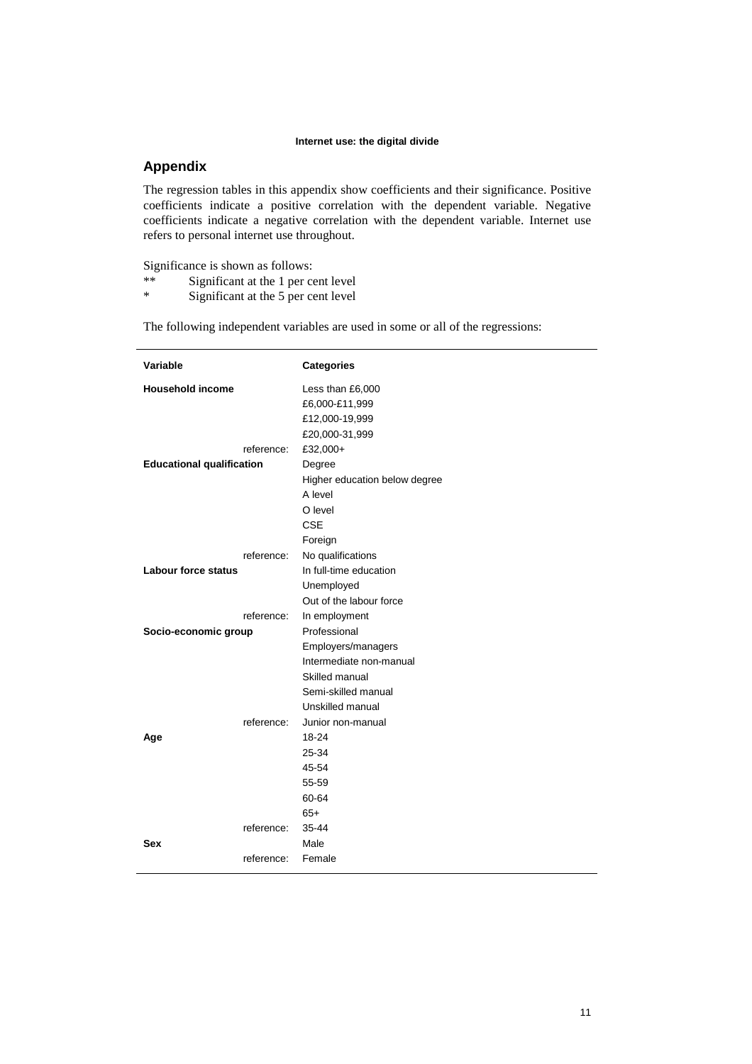## Appendix

The regression tables in this appendix show coefficients and their significance. Positive coefficients indicate a positive correlation with the dependent variable. Negative coefficients indicate a negative correlation with the dependent variable. Internet use refers to personal internet use throughout.

Significance is shown as follows:

** Significant at the 1 per cent level
* Significant at the 5 per cent level

The following independent variables are used in some or all of the regressions:

| Variable | Categories |
|---|---|
| **Household income** | Less than £6,000 |
| | £6,000-£11,999 |
| | £12,000-19,999 |
| | £20,000-31,999 |
| reference: | £32,000+ |
| **Educational qualification** | Degree |
| | Higher education below degree |
| | A level |
| | O level |
| | CSE |
| | Foreign |
| reference: | No qualifications |
| **Labour force status** | In full-time education |
| | Unemployed |
| | Out of the labour force |
| reference: | In employment |
| **Socio-economic group** | Professional |
| | Employers/managers |
| | Intermediate non-manual |
| | Skilled manual |
| | Semi-skilled manual |
| | Unskilled manual |
| reference: | Junior non-manual |
| **Age** | 18-24 |
| | 25-34 |
| | 45-54 |
| | 55-59 |
| | 60-64 |
| | 65+ |
| reference: | 35-44 |
| **Sex** | Male |
| reference: | Female |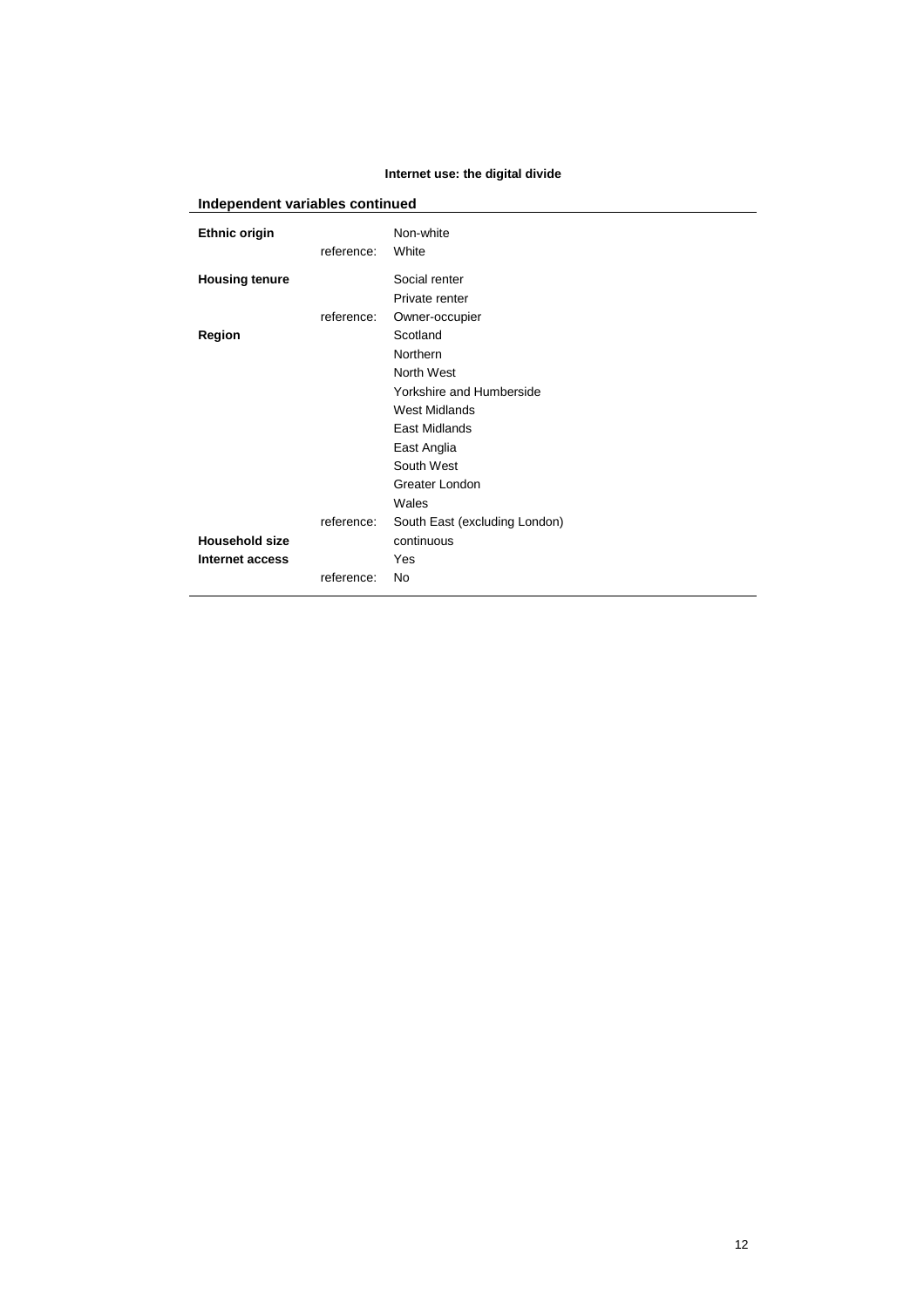## Independent variables continued

| | | |
|---|---|---|
| **Ethnic origin** | | Non-white |
| | reference: | White |
| **Housing tenure** | | Social renter |
| | | Private renter |
| | reference: | Owner-occupier |
| **Region** | | Scotland |
| | | Northern |
| | | North West |
| | | Yorkshire and Humberside |
| | | West Midlands |
| | | East Midlands |
| | | East Anglia |
| | | South West |
| | | Greater London |
| | | Wales |
| | reference: | South East (excluding London) |
| **Household size** | | continuous |
| **Internet access** | | Yes |
| | reference: | No |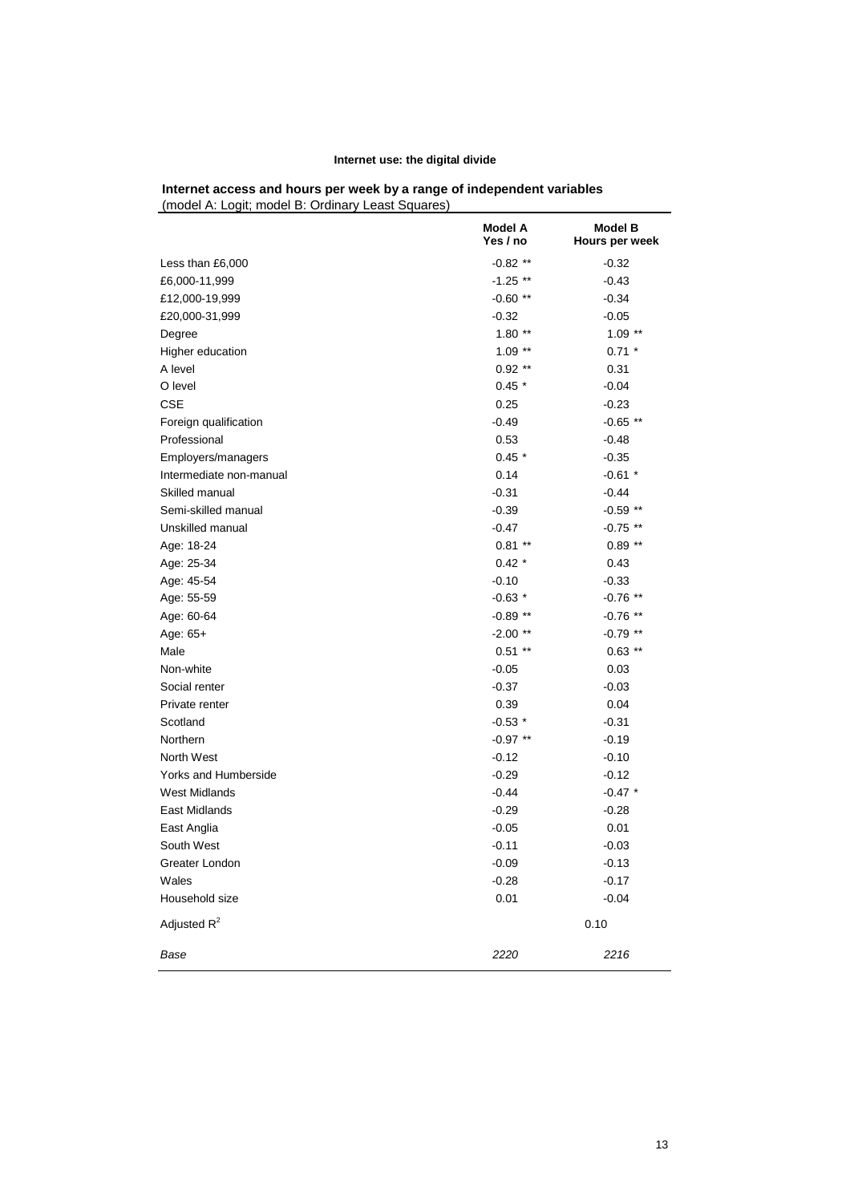**Internet use: the digital divide**

**Internet access and hours per week by a range of independent variables**
(model A: Logit; model B: Ordinary Least Squares)

| | **Model A** Yes / no | **Model B** Hours per week |
|---|---|---|
| Less than £6,000 | -0.82 ** | -0.32 |
| £6,000-11,999 | -1.25 ** | -0.43 |
| £12,000-19,999 | -0.60 ** | -0.34 |
| £20,000-31,999 | -0.32 | -0.05 |
| Degree | 1.80 ** | 1.09 ** |
| Higher education | 1.09 ** | 0.71 * |
| A level | 0.92 ** | 0.31 |
| O level | 0.45 * | -0.04 |
| CSE | 0.25 | -0.23 |
| Foreign qualification | -0.49 | -0.65 ** |
| Professional | 0.53 | -0.48 |
| Employers/managers | 0.45 * | -0.35 |
| Intermediate non-manual | 0.14 | -0.61 * |
| Skilled manual | -0.31 | -0.44 |
| Semi-skilled manual | -0.39 | -0.59 ** |
| Unskilled manual | -0.47 | -0.75 ** |
| Age: 18-24 | 0.81 ** | 0.89 ** |
| Age: 25-34 | 0.42 * | 0.43 |
| Age: 45-54 | -0.10 | -0.33 |
| Age: 55-59 | -0.63 * | -0.76 ** |
| Age: 60-64 | -0.89 ** | -0.76 ** |
| Age: 65+ | -2.00 ** | -0.79 ** |
| Male | 0.51 ** | 0.63 ** |
| Non-white | -0.05 | 0.03 |
| Social renter | -0.37 | -0.03 |
| Private renter | 0.39 | 0.04 |
| Scotland | -0.53 * | -0.31 |
| Northern | -0.97 ** | -0.19 |
| North West | -0.12 | -0.10 |
| Yorks and Humberside | -0.29 | -0.12 |
| West Midlands | -0.44 | -0.47 * |
| East Midlands | -0.29 | -0.28 |
| East Anglia | -0.05 | 0.01 |
| South West | -0.11 | -0.03 |
| Greater London | -0.09 | -0.13 |
| Wales | -0.28 | -0.17 |
| Household size | 0.01 | -0.04 |
| Adjusted $R^2$ | | 0.10 |
| *Base* | *2220* | *2216* |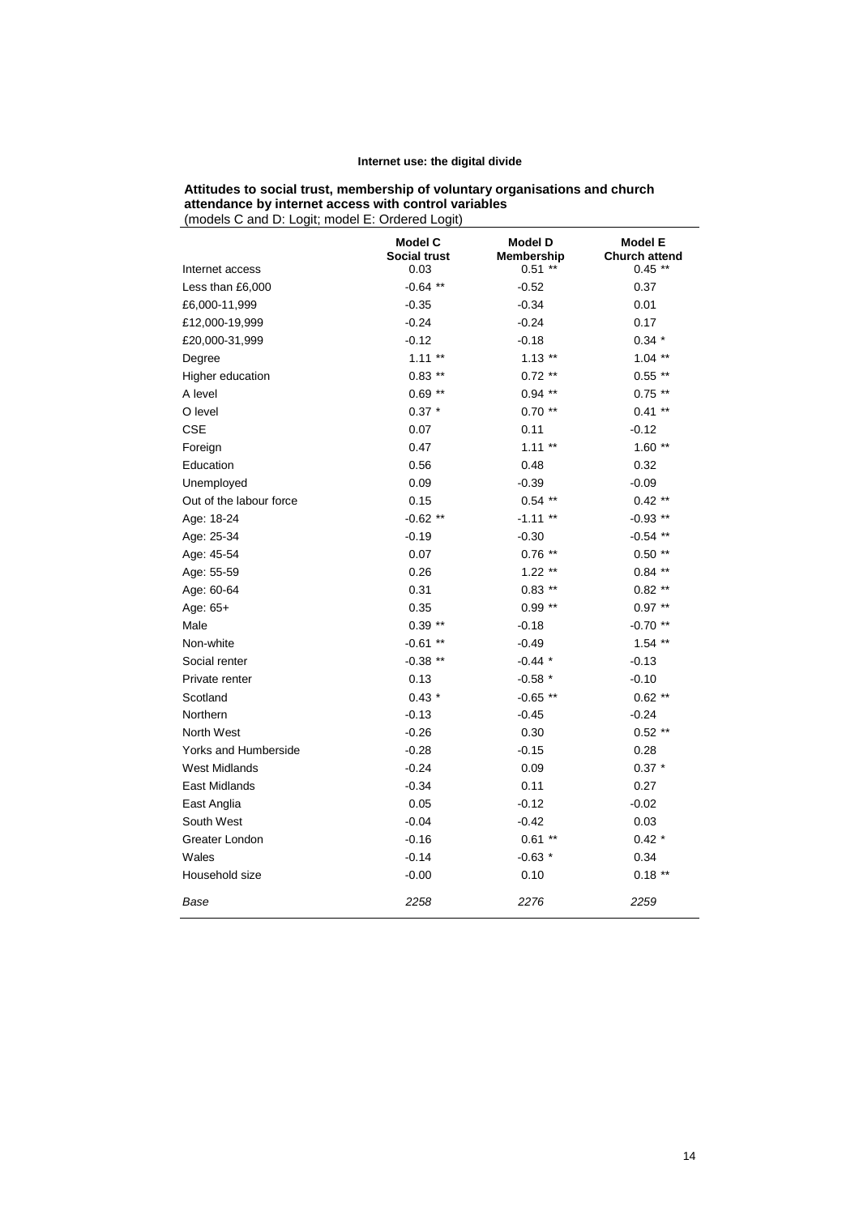**Internet use: the digital divide**

**Attitudes to social trust, membership of voluntary organisations and church attendance by internet access with control variables**
(models C and D: Logit; model E: Ordered Logit)

| | **Model C** **Social trust** | **Model D** **Membership** | **Model E** **Church attend** |
|---|---|---|---|
| Internet access | 0.03 | 0.51 ** | 0.45 ** |
| Less than £6,000 | -0.64 ** | -0.52 | 0.37 |
| £6,000-11,999 | -0.35 | -0.34 | 0.01 |
| £12,000-19,999 | -0.24 | -0.24 | 0.17 |
| £20,000-31,999 | -0.12 | -0.18 | 0.34 * |
| Degree | 1.11 ** | 1.13 ** | 1.04 ** |
| Higher education | 0.83 ** | 0.72 ** | 0.55 ** |
| A level | 0.69 ** | 0.94 ** | 0.75 ** |
| O level | 0.37 * | 0.70 ** | 0.41 ** |
| CSE | 0.07 | 0.11 | -0.12 |
| Foreign | 0.47 | 1.11 ** | 1.60 ** |
| Education | 0.56 | 0.48 | 0.32 |
| Unemployed | 0.09 | -0.39 | -0.09 |
| Out of the labour force | 0.15 | 0.54 ** | 0.42 ** |
| Age: 18-24 | -0.62 ** | -1.11 ** | -0.93 ** |
| Age: 25-34 | -0.19 | -0.30 | -0.54 ** |
| Age: 45-54 | 0.07 | 0.76 ** | 0.50 ** |
| Age: 55-59 | 0.26 | 1.22 ** | 0.84 ** |
| Age: 60-64 | 0.31 | 0.83 ** | 0.82 ** |
| Age: 65+ | 0.35 | 0.99 ** | 0.97 ** |
| Male | 0.39 ** | -0.18 | -0.70 ** |
| Non-white | -0.61 ** | -0.49 | 1.54 ** |
| Social renter | -0.38 ** | -0.44 * | -0.13 |
| Private renter | 0.13 | -0.58 * | -0.10 |
| Scotland | 0.43 * | -0.65 ** | 0.62 ** |
| Northern | -0.13 | -0.45 | -0.24 |
| North West | -0.26 | 0.30 | 0.52 ** |
| Yorks and Humberside | -0.28 | -0.15 | 0.28 |
| West Midlands | -0.24 | 0.09 | 0.37 * |
| East Midlands | -0.34 | 0.11 | 0.27 |
| East Anglia | 0.05 | -0.12 | -0.02 |
| South West | -0.04 | -0.42 | 0.03 |
| Greater London | -0.16 | 0.61 ** | 0.42 * |
| Wales | -0.14 | -0.63 * | 0.34 |
| Household size | -0.00 | 0.10 | 0.18 ** |
| *Base* | *2258* | *2276* | *2259* |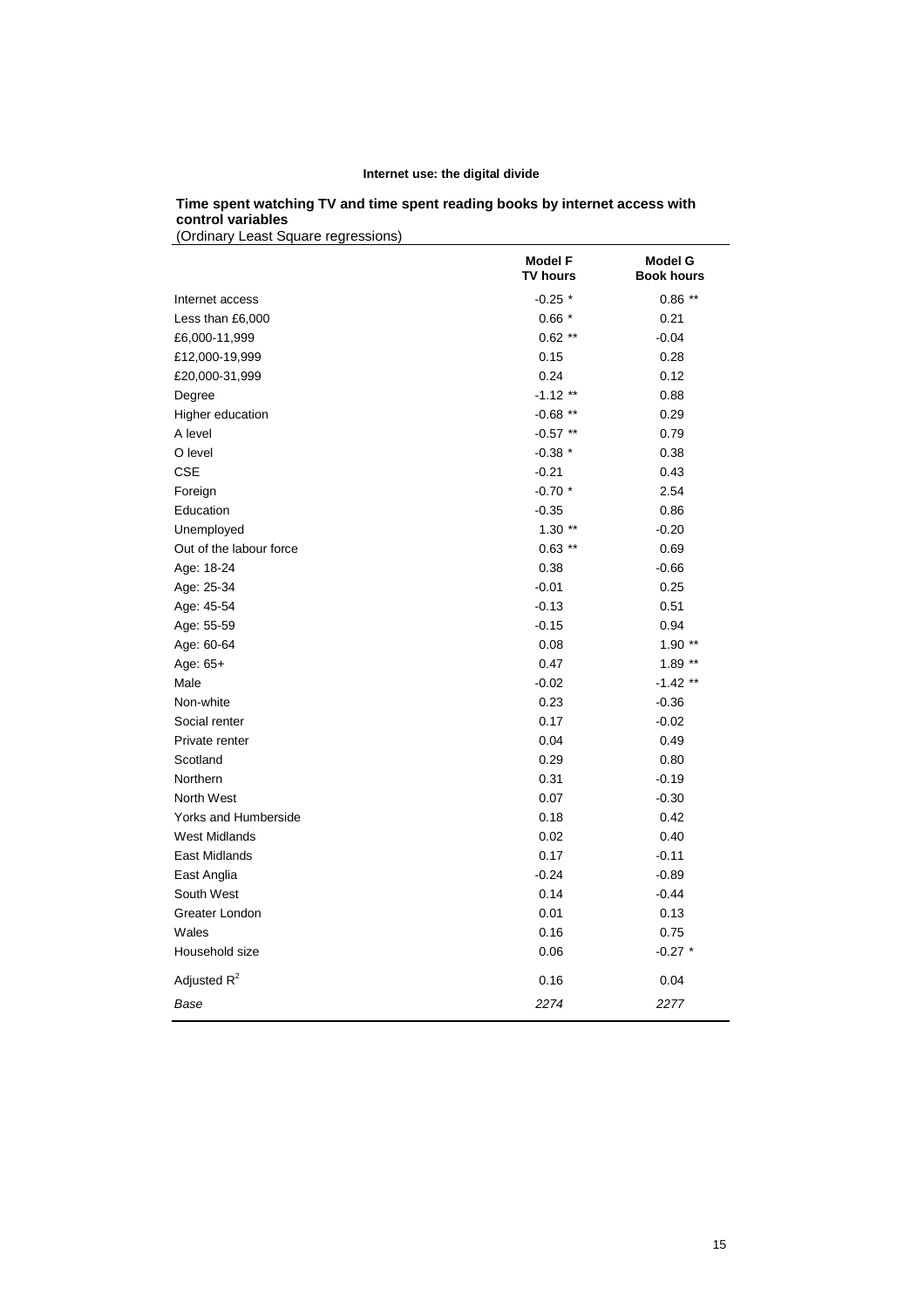**Internet use: the digital divide**

**Time spent watching TV and time spent reading books by internet access with control variables**
(Ordinary Least Square regressions)

| | **Model F TV hours** | **Model G Book hours** |
|---|---|---|
| Internet access | -0.25 * | 0.86 ** |
| Less than £6,000 | 0.66 * | 0.21 |
| £6,000-11,999 | 0.62 ** | -0.04 |
| £12,000-19,999 | 0.15 | 0.28 |
| £20,000-31,999 | 0.24 | 0.12 |
| Degree | -1.12 ** | 0.88 |
| Higher education | -0.68 ** | 0.29 |
| A level | -0.57 ** | 0.79 |
| O level | -0.38 * | 0.38 |
| CSE | -0.21 | 0.43 |
| Foreign | -0.70 * | 2.54 |
| Education | -0.35 | 0.86 |
| Unemployed | 1.30 ** | -0.20 |
| Out of the labour force | 0.63 ** | 0.69 |
| Age: 18-24 | 0.38 | -0.66 |
| Age: 25-34 | -0.01 | 0.25 |
| Age: 45-54 | -0.13 | 0.51 |
| Age: 55-59 | -0.15 | 0.94 |
| Age: 60-64 | 0.08 | 1.90 ** |
| Age: 65+ | 0.47 | 1.89 ** |
| Male | -0.02 | -1.42 ** |
| Non-white | 0.23 | -0.36 |
| Social renter | 0.17 | -0.02 |
| Private renter | 0.04 | 0.49 |
| Scotland | 0.29 | 0.80 |
| Northern | 0.31 | -0.19 |
| North West | 0.07 | -0.30 |
| Yorks and Humberside | 0.18 | 0.42 |
| West Midlands | 0.02 | 0.40 |
| East Midlands | 0.17 | -0.11 |
| East Anglia | -0.24 | -0.89 |
| South West | 0.14 | -0.44 |
| Greater London | 0.01 | 0.13 |
| Wales | 0.16 | 0.75 |
| Household size | 0.06 | -0.27 * |
| Adjusted $R^2$ | 0.16 | 0.04 |
| *Base* | *2274* | *2277* |